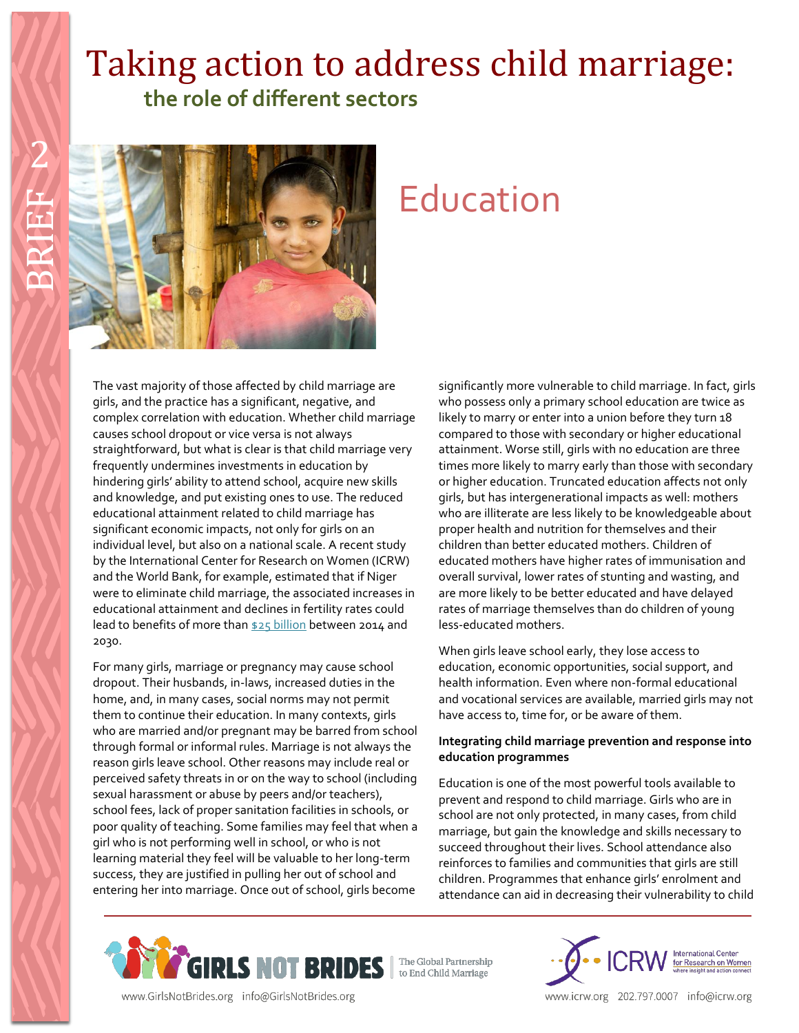# Taking action to address child marriage:

## the role of different sectors

BRIEF 2

# Education

The vast majority of those affected by child marriage are girls, and the practice has a significant, negative, and complex correlation with education. Whether child marriage causes school dropout or vice versa is not always straightforward, but what is clear is that child marriage very frequently undermines investments in education by hindering girls' ability to attend school, acquire new skills and knowledge, and put existing ones to use. The reduced educational attainment related to child marriage has significant economic impacts, not only for girls on an individual level, but also on a national scale. A recent study by the International Center for Research on Women (ICRW) and the World Bank, for example, estimated that if Niger were to eliminate child marriage, the associated increases in educational attainment and declines in fertility rates could lead to benefits of more than $25 billion between 2014 and 2030.

For many girls, marriage or pregnancy may cause school dropout. Their husbands, in-laws, increased duties in the home, and, in many cases, social norms may not permit them to continue their education. In many contexts, girls who are married and/or pregnant may be barred from school through formal or informal rules. Marriage is not always the reason girls leave school. Other reasons may include real or perceived safety threats in or on the way to school (including sexual harassment or abuse by peers and/or teachers), school fees, lack of proper sanitation facilities in schools, or poor quality of teaching. Some families may feel that when a girl who is not performing well in school, or who is not learning material they feel will be valuable to her long-term success, they are justified in pulling her out of school and entering her into marriage. Once out of school, girls become significantly more vulnerable to child marriage. In fact, girls who possess only a primary school education are twice as likely to marry or enter into a union before they turn 18 compared to those with secondary or higher educational attainment. Worse still, girls with no education are three times more likely to marry early than those with secondary or higher education. Truncated education affects not only girls, but has intergenerational impacts as well: mothers who are illiterate are less likely to be knowledgeable about proper health and nutrition for themselves and their children than better educated mothers. Children of educated mothers have higher rates of immunisation and overall survival, lower rates of stunting and wasting, and are more likely to be better educated and have delayed rates of marriage themselves than do children of young less-educated mothers.

When girls leave school early, they lose access to education, economic opportunities, social support, and health information. Even where non-formal educational and vocational services are available, married girls may not have access to, time for, or be aware of them.

**Integrating child marriage prevention and response into education programmes**

Education is one of the most powerful tools available to prevent and respond to child marriage. Girls who are in school are not only protected, in many cases, from child marriage, but gain the knowledge and skills necessary to succeed throughout their lives. School attendance also reinforces to families and communities that girls are still children. Programmes that enhance girls' enrolment and attendance can aid in decreasing their vulnerability to child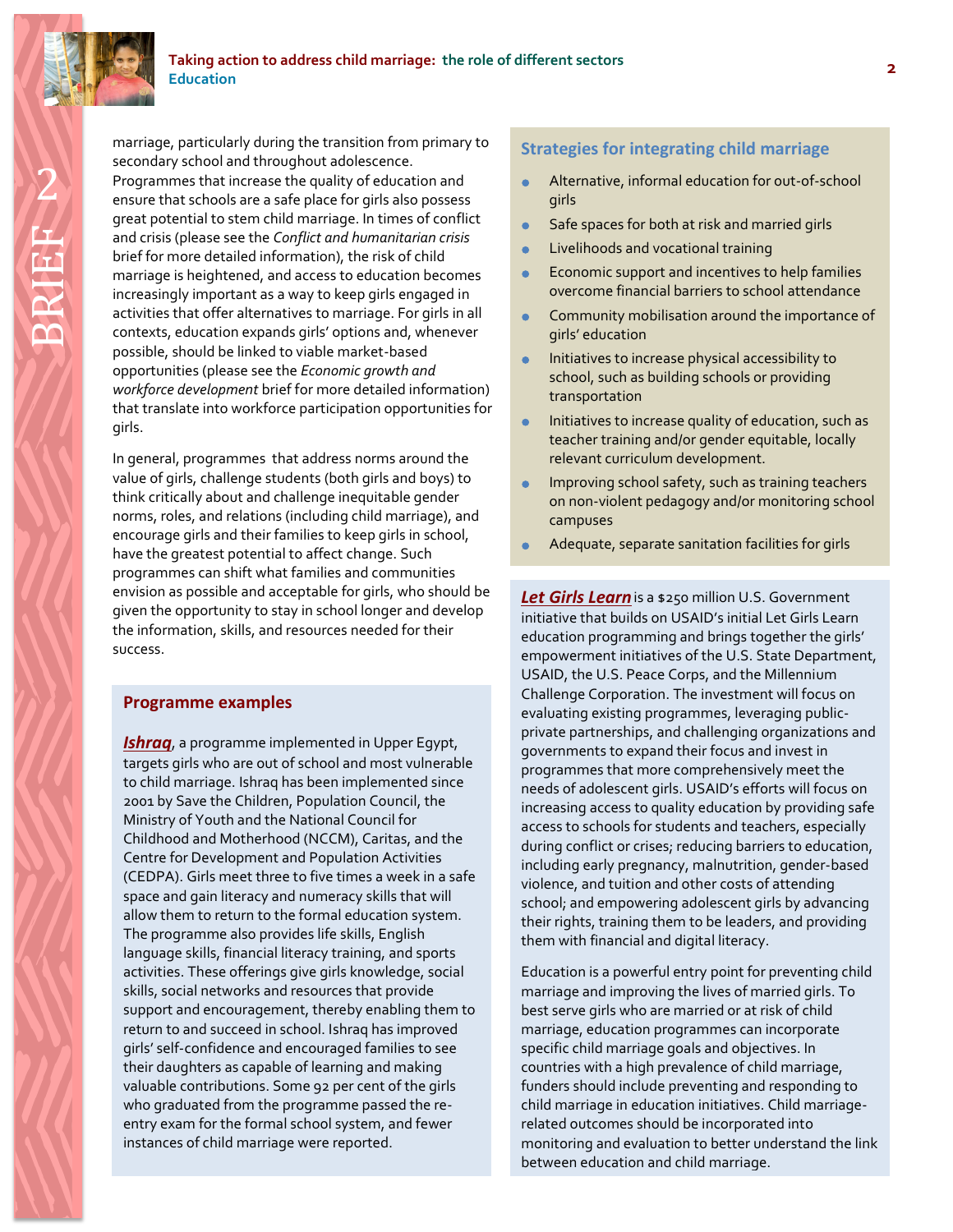marriage, particularly during the transition from primary to secondary school and throughout adolescence. Programmes that increase the quality of education and ensure that schools are a safe place for girls also possess great potential to stem child marriage. In times of conflict and crisis (please see the *Conflict and humanitarian crisis* brief for more detailed information), the risk of child marriage is heightened, and access to education becomes increasingly important as a way to keep girls engaged in activities that offer alternatives to marriage. For girls in all contexts, education expands girls' options and, whenever possible, should be linked to viable market-based opportunities (please see the *Economic growth and workforce development* brief for more detailed information) that translate into workforce participation opportunities for girls.

In general, programmes that address norms around the value of girls, challenge students (both girls and boys) to think critically about and challenge inequitable gender norms, roles, and relations (including child marriage), and encourage girls and their families to keep girls in school, have the greatest potential to affect change. Such programmes can shift what families and communities envision as possible and acceptable for girls, who should be given the opportunity to stay in school longer and develop the information, skills, and resources needed for their success.

### Programme examples

***Ishraq***, a programme implemented in Upper Egypt, targets girls who are out of school and most vulnerable to child marriage. Ishraq has been implemented since 2001 by Save the Children, Population Council, the Ministry of Youth and the National Council for Childhood and Motherhood (NCCM), Caritas, and the Centre for Development and Population Activities (CEDPA). Girls meet three to five times a week in a safe space and gain literacy and numeracy skills that will allow them to return to the formal education system. The programme also provides life skills, English language skills, financial literacy training, and sports activities. These offerings give girls knowledge, social skills, social networks and resources that provide support and encouragement, thereby enabling them to return to and succeed in school. Ishraq has improved girls' self-confidence and encouraged families to see their daughters as capable of learning and making valuable contributions. Some 92 per cent of the girls who graduated from the programme passed the re-entry exam for the formal school system, and fewer instances of child marriage were reported.

### Strategies for integrating child marriage

- Alternative, informal education for out-of-school girls
- Safe spaces for both at risk and married girls
- Livelihoods and vocational training
- Economic support and incentives to help families overcome financial barriers to school attendance
- Community mobilisation around the importance of girls' education
- Initiatives to increase physical accessibility to school, such as building schools or providing transportation
- Initiatives to increase quality of education, such as teacher training and/or gender equitable, locally relevant curriculum development.
- Improving school safety, such as training teachers on non-violent pedagogy and/or monitoring school campuses
- Adequate, separate sanitation facilities for girls

***Let Girls Learn*** is a $250 million U.S. Government initiative that builds on USAID's initial Let Girls Learn education programming and brings together the girls' empowerment initiatives of the U.S. State Department, USAID, the U.S. Peace Corps, and the Millennium Challenge Corporation. The investment will focus on evaluating existing programmes, leveraging public-private partnerships, and challenging organizations and governments to expand their focus and invest in programmes that more comprehensively meet the needs of adolescent girls. USAID's efforts will focus on increasing access to quality education by providing safe access to schools for students and teachers, especially during conflict or crises; reducing barriers to education, including early pregnancy, malnutrition, gender-based violence, and tuition and other costs of attending school; and empowering adolescent girls by advancing their rights, training them to be leaders, and providing them with financial and digital literacy.

Education is a powerful entry point for preventing child marriage and improving the lives of married girls. To best serve girls who are married or at risk of child marriage, education programmes can incorporate specific child marriage goals and objectives. In countries with a high prevalence of child marriage, funders should include preventing and responding to child marriage in education initiatives. Child marriage-related outcomes should be incorporated into monitoring and evaluation to better understand the link between education and child marriage.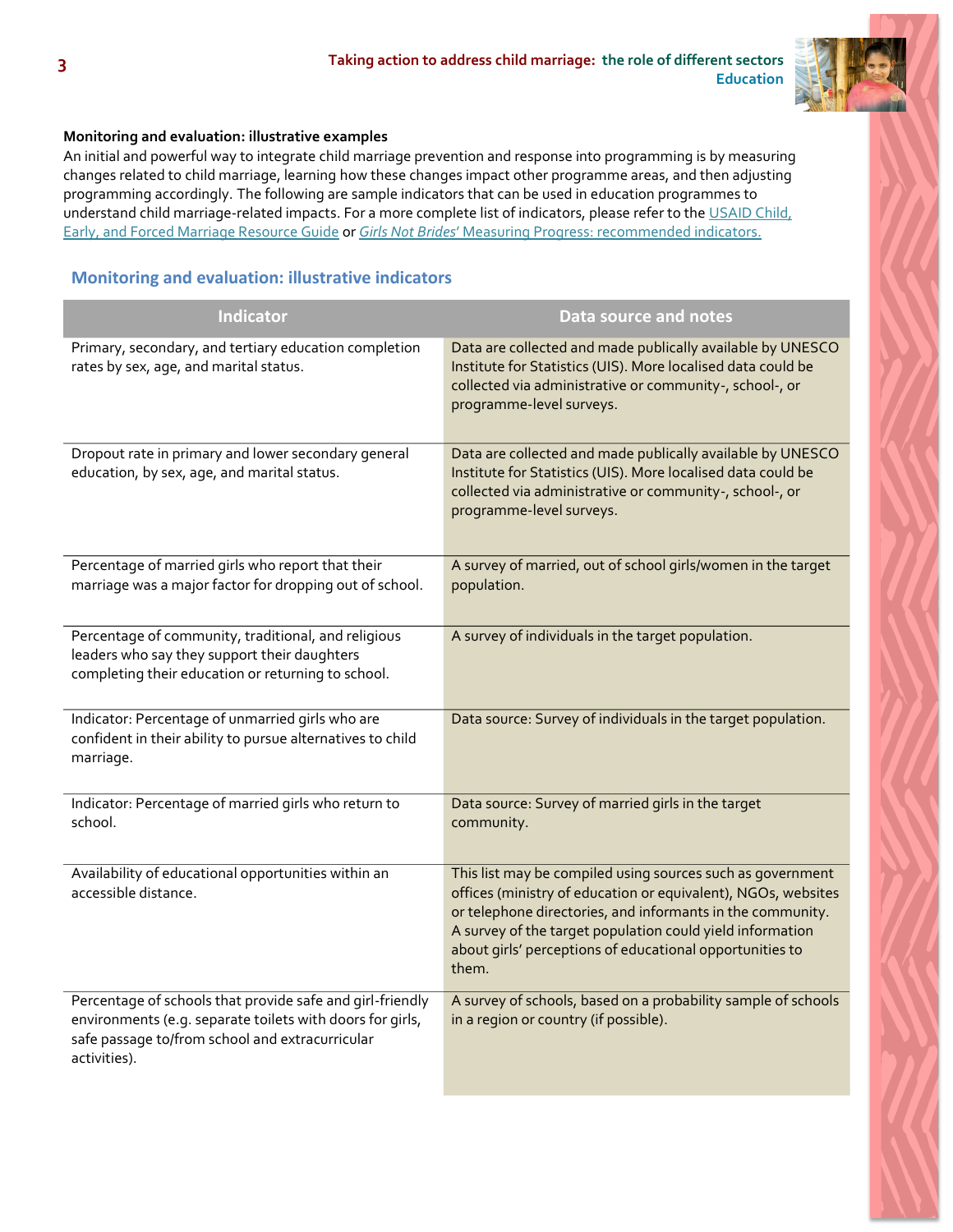**Monitoring and evaluation: illustrative examples**

An initial and powerful way to integrate child marriage prevention and response into programming is by measuring changes related to child marriage, learning how these changes impact other programme areas, and then adjusting programming accordingly. The following are sample indicators that can be used in education programmes to understand child marriage-related impacts. For a more complete list of indicators, please refer to the USAID Child, Early, and Forced Marriage Resource Guide or *Girls Not Brides'* Measuring Progress: recommended indicators.

## Monitoring and evaluation: illustrative indicators

| Indicator | Data source and notes |
|---|---|
| Primary, secondary, and tertiary education completion rates by sex, age, and marital status. | Data are collected and made publically available by UNESCO Institute for Statistics (UIS). More localised data could be collected via administrative or community-, school-, or programme-level surveys. |
| Dropout rate in primary and lower secondary general education, by sex, age, and marital status. | Data are collected and made publically available by UNESCO Institute for Statistics (UIS). More localised data could be collected via administrative or community-, school-, or programme-level surveys. |
| Percentage of married girls who report that their marriage was a major factor for dropping out of school. | A survey of married, out of school girls/women in the target population. |
| Percentage of community, traditional, and religious leaders who say they support their daughters completing their education or returning to school. | A survey of individuals in the target population. |
| Indicator: Percentage of unmarried girls who are confident in their ability to pursue alternatives to child marriage. | Data source: Survey of individuals in the target population. |
| Indicator: Percentage of married girls who return to school. | Data source: Survey of married girls in the target community. |
| Availability of educational opportunities within an accessible distance. | This list may be compiled using sources such as government offices (ministry of education or equivalent), NGOs, websites or telephone directories, and informants in the community. A survey of the target population could yield information about girls' perceptions of educational opportunities to them. |
| Percentage of schools that provide safe and girl-friendly environments (e.g. separate toilets with doors for girls, safe passage to/from school and extracurricular activities). | A survey of schools, based on a probability sample of schools in a region or country (if possible). |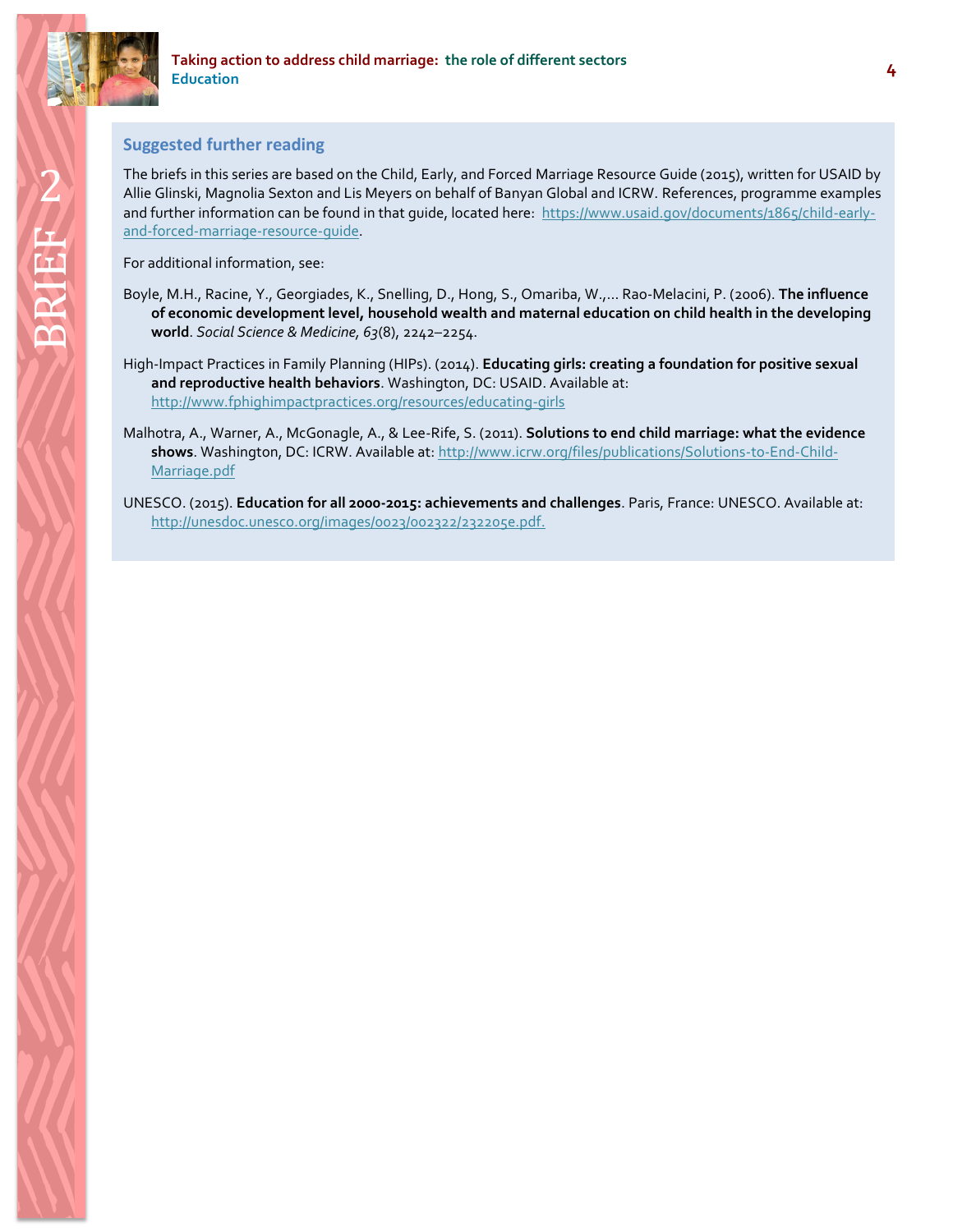## Suggested further reading

The briefs in this series are based on the Child, Early, and Forced Marriage Resource Guide (2015), written for USAID by Allie Glinski, Magnolia Sexton and Lis Meyers on behalf of Banyan Global and ICRW. References, programme examples and further information can be found in that guide, located here: https://www.usaid.gov/documents/1865/child-early-and-forced-marriage-resource-guide.

For additional information, see:

Boyle, M.H., Racine, Y., Georgiades, K., Snelling, D., Hong, S., Omariba, W.,… Rao-Melacini, P. (2006). **The influence of economic development level, household wealth and maternal education on child health in the developing world**. *Social Science & Medicine, 63*(8), 2242–2254.

High-Impact Practices in Family Planning (HIPs). (2014). **Educating girls: creating a foundation for positive sexual and reproductive health behaviors**. Washington, DC: USAID. Available at: http://www.fphighimpactpractices.org/resources/educating-girls

Malhotra, A., Warner, A., McGonagle, A., & Lee-Rife, S. (2011). **Solutions to end child marriage: what the evidence shows**. Washington, DC: ICRW. Available at: http://www.icrw.org/files/publications/Solutions-to-End-Child-Marriage.pdf

UNESCO. (2015). **Education for all 2000-2015: achievements and challenges**. Paris, France: UNESCO. Available at: http://unesdoc.unesco.org/images/0023/002322/232205e.pdf.